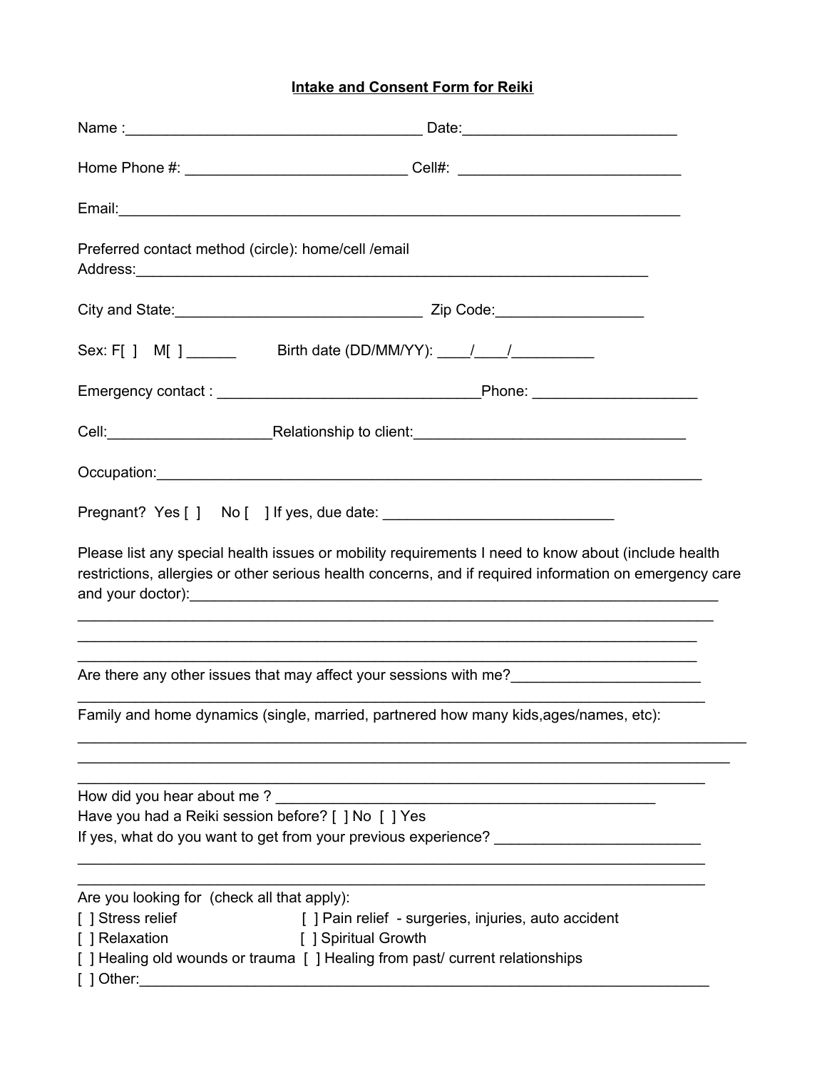# Intake and Consent Form for Reiki

Name :___________________________________ Date:_________________________

Home Phone #: __________________________ Cell#: __________________________

Email:_________________________________________________________________

Preferred contact method (circle): home/cell /email
Address:_______________________________________________________________

City and State:_____________________________ Zip Code:_________________

Sex: F[ ] M[ ] ______ Birth date (DD/MM/YY): ____/____/__________

Emergency contact : _______________________________Phone: ___________________

Cell:___________________Relationship to client:_______________________________

Occupation:______________________________________________________________

Pregnant? Yes [ ] No [ ] If yes, due date: ___________________________

Please list any special health issues or mobility requirements I need to know about (include health restrictions, allergies or other serious health concerns, and if required information on emergency care and your doctor):_______________________________________________________________
__________________________________________________________________________
__________________________________________________________________________
__________________________________________________________________________

Are there any other issues that may affect your sessions with me?______________________
__________________________________________________________________________

Family and home dynamics (single, married, partnered how many kids,ages/names, etc):
__________________________________________________________________________
__________________________________________________________________________
__________________________________________________________________________

How did you hear about me ? ____________________________________________
Have you had a Reiki session before? [ ] No [ ] Yes
If yes, what do you want to get from your previous experience? _________________________
__________________________________________________________________________
__________________________________________________________________________

Are you looking for (check all that apply):
[ ] Stress relief [ ] Pain relief - surgeries, injuries, auto accident
[ ] Relaxation [ ] Spiritual Growth
[ ] Healing old wounds or trauma [ ] Healing from past/ current relationships
[ ] Other:_________________________________________________________________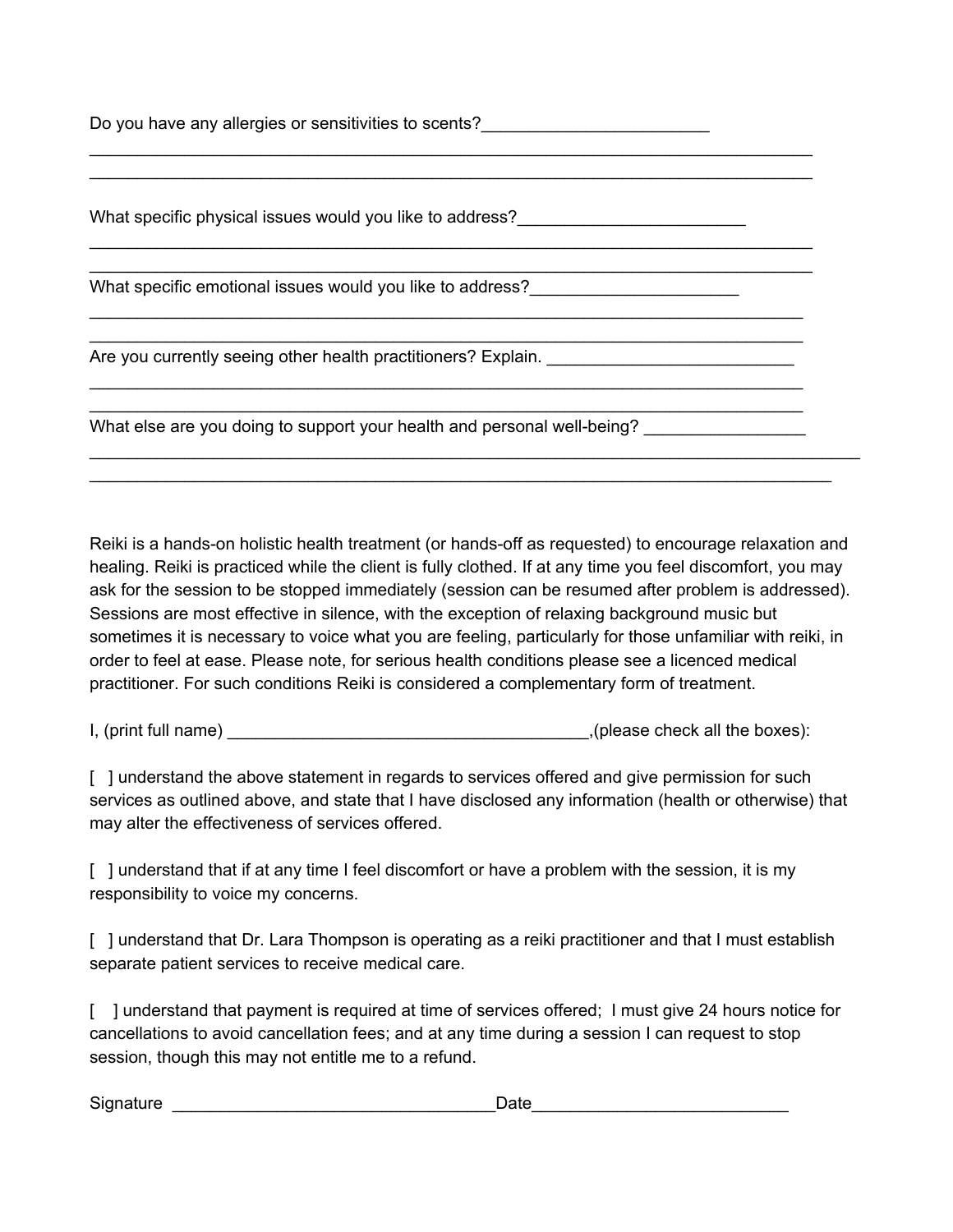Do you have any allergies or sensitivities to scents?________________________

_____________________________________________________________________________

_____________________________________________________________________________

What specific physical issues would you like to address?________________________

_____________________________________________________________________________

_____________________________________________________________________________

What specific emotional issues would you like to address?_____________________

_____________________________________________________________________________

_____________________________________________________________________________

Are you currently seeing other health practitioners? Explain. __________________________

_____________________________________________________________________________

_____________________________________________________________________________

What else are you doing to support your health and personal well-being? _________________

_____________________________________________________________________________

_____________________________________________________________________________

Reiki is a hands-on holistic health treatment (or hands-off as requested) to encourage relaxation and healing. Reiki is practiced while the client is fully clothed. If at any time you feel discomfort, you may ask for the session to be stopped immediately (session can be resumed after problem is addressed). Sessions are most effective in silence, with the exception of relaxing background music but sometimes it is necessary to voice what you are feeling, particularly for those unfamiliar with reiki, in order to feel at ease. Please note, for serious health conditions please see a licenced medical practitioner. For such conditions Reiki is considered a complementary form of treatment.

I, (print full name) ______________________________________,(please check all the boxes):

[ ] understand the above statement in regards to services offered and give permission for such services as outlined above, and state that I have disclosed any information (health or otherwise) that may alter the effectiveness of services offered.

[ ] understand that if at any time I feel discomfort or have a problem with the session, it is my responsibility to voice my concerns.

[ ] understand that Dr. Lara Thompson is operating as a reiki practitioner and that I must establish separate patient services to receive medical care.

[ ] understand that payment is required at time of services offered; I must give 24 hours notice for cancellations to avoid cancellation fees; and at any time during a session I can request to stop session, though this may not entitle me to a refund.

Signature __________________________________Date___________________________